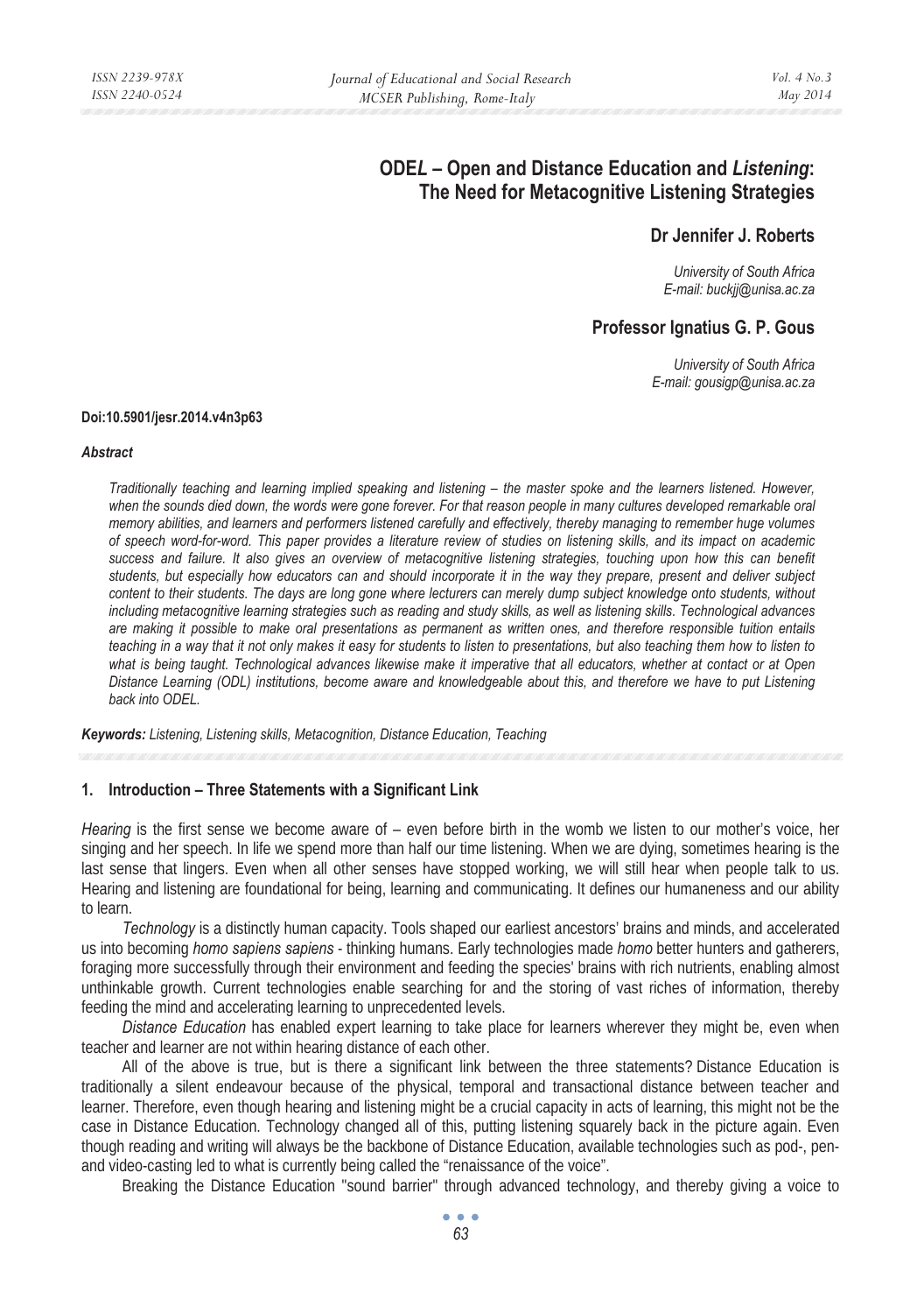# ODE*L* – Open and Distance Education and *Listening*: The Need for Metacognitive Listening Strategies

**Dr Jennifer J. Roberts**

*University of South Africa*
*E-mail: buckjj@unisa.ac.za*

**Professor Ignatius G. P. Gous**

*University of South Africa*
*E-mail: gousigp@unisa.ac.za*

**Doi:10.5901/jesr.2014.v4n3p63**

### *Abstract*

*Traditionally teaching and learning implied speaking and listening – the master spoke and the learners listened. However, when the sounds died down, the words were gone forever. For that reason people in many cultures developed remarkable oral memory abilities, and learners and performers listened carefully and effectively, thereby managing to remember huge volumes of speech word-for-word. This paper provides a literature review of studies on listening skills, and its impact on academic success and failure. It also gives an overview of metacognitive listening strategies, touching upon how this can benefit students, but especially how educators can and should incorporate it in the way they prepare, present and deliver subject content to their students. The days are long gone where lecturers can merely dump subject knowledge onto students, without including metacognitive learning strategies such as reading and study skills, as well as listening skills. Technological advances are making it possible to make oral presentations as permanent as written ones, and therefore responsible tuition entails teaching in a way that it not only makes it easy for students to listen to presentations, but also teaching them how to listen to what is being taught. Technological advances likewise make it imperative that all educators, whether at contact or at Open Distance Learning (ODL) institutions, become aware and knowledgeable about this, and therefore we have to put Listening back into ODEL.*

***Keywords:*** *Listening, Listening skills, Metacognition, Distance Education, Teaching*

## 1. Introduction – Three Statements with a Significant Link

*Hearing* is the first sense we become aware of – even before birth in the womb we listen to our mother's voice, her singing and her speech. In life we spend more than half our time listening. When we are dying, sometimes hearing is the last sense that lingers. Even when all other senses have stopped working, we will still hear when people talk to us. Hearing and listening are foundational for being, learning and communicating. It defines our humaneness and our ability to learn.

*Technology* is a distinctly human capacity. Tools shaped our earliest ancestors' brains and minds, and accelerated us into becoming *homo sapiens sapiens* - thinking humans. Early technologies made *homo* better hunters and gatherers, foraging more successfully through their environment and feeding the species' brains with rich nutrients, enabling almost unthinkable growth. Current technologies enable searching for and the storing of vast riches of information, thereby feeding the mind and accelerating learning to unprecedented levels.

*Distance Education* has enabled expert learning to take place for learners wherever they might be, even when teacher and learner are not within hearing distance of each other.

All of the above is true, but is there a significant link between the three statements? Distance Education is traditionally a silent endeavour because of the physical, temporal and transactional distance between teacher and learner. Therefore, even though hearing and listening might be a crucial capacity in acts of learning, this might not be the case in Distance Education. Technology changed all of this, putting listening squarely back in the picture again. Even though reading and writing will always be the backbone of Distance Education, available technologies such as pod-, pen- and video-casting led to what is currently being called the "renaissance of the voice".

Breaking the Distance Education "sound barrier" through advanced technology, and thereby giving a voice to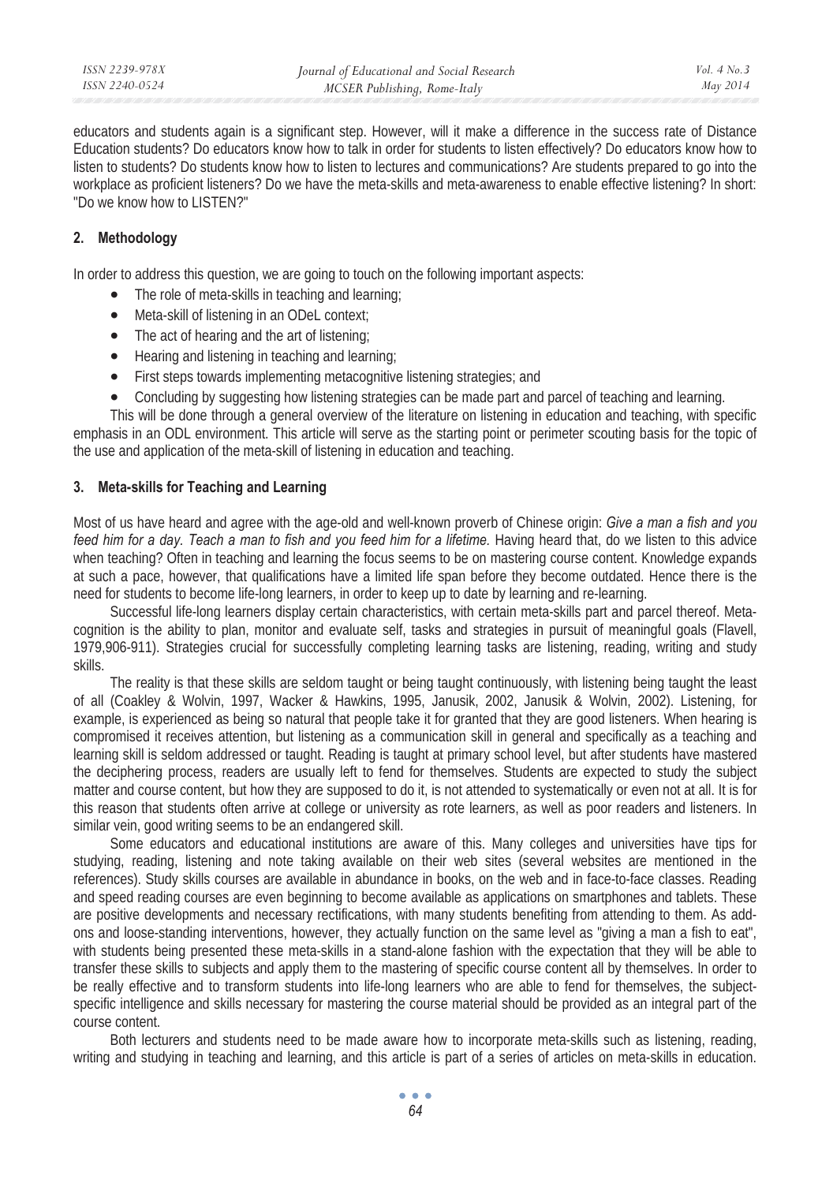educators and students again is a significant step. However, will it make a difference in the success rate of Distance Education students? Do educators know how to talk in order for students to listen effectively? Do educators know how to listen to students? Do students know how to listen to lectures and communications? Are students prepared to go into the workplace as proficient listeners? Do we have the meta-skills and meta-awareness to enable effective listening? In short: "Do we know how to LISTEN?"

## 2. Methodology

In order to address this question, we are going to touch on the following important aspects:

- The role of meta-skills in teaching and learning;
- Meta-skill of listening in an ODeL context;
- The act of hearing and the art of listening;
- Hearing and listening in teaching and learning;
- First steps towards implementing metacognitive listening strategies; and
- Concluding by suggesting how listening strategies can be made part and parcel of teaching and learning.

This will be done through a general overview of the literature on listening in education and teaching, with specific emphasis in an ODL environment. This article will serve as the starting point or perimeter scouting basis for the topic of the use and application of the meta-skill of listening in education and teaching.

## 3. Meta-skills for Teaching and Learning

Most of us have heard and agree with the age-old and well-known proverb of Chinese origin: *Give a man a fish and you feed him for a day. Teach a man to fish and you feed him for a lifetime.* Having heard that, do we listen to this advice when teaching? Often in teaching and learning the focus seems to be on mastering course content. Knowledge expands at such a pace, however, that qualifications have a limited life span before they become outdated. Hence there is the need for students to become life-long learners, in order to keep up to date by learning and re-learning.

Successful life-long learners display certain characteristics, with certain meta-skills part and parcel thereof. Meta-cognition is the ability to plan, monitor and evaluate self, tasks and strategies in pursuit of meaningful goals (Flavell, 1979,906-911). Strategies crucial for successfully completing learning tasks are listening, reading, writing and study skills.

The reality is that these skills are seldom taught or being taught continuously, with listening being taught the least of all (Coakley & Wolvin, 1997, Wacker & Hawkins, 1995, Janusik, 2002, Janusik & Wolvin, 2002). Listening, for example, is experienced as being so natural that people take it for granted that they are good listeners. When hearing is compromised it receives attention, but listening as a communication skill in general and specifically as a teaching and learning skill is seldom addressed or taught. Reading is taught at primary school level, but after students have mastered the deciphering process, readers are usually left to fend for themselves. Students are expected to study the subject matter and course content, but how they are supposed to do it, is not attended to systematically or even not at all. It is for this reason that students often arrive at college or university as rote learners, as well as poor readers and listeners. In similar vein, good writing seems to be an endangered skill.

Some educators and educational institutions are aware of this. Many colleges and universities have tips for studying, reading, listening and note taking available on their web sites (several websites are mentioned in the references). Study skills courses are available in abundance in books, on the web and in face-to-face classes. Reading and speed reading courses are even beginning to become available as applications on smartphones and tablets. These are positive developments and necessary rectifications, with many students benefiting from attending to them. As add-ons and loose-standing interventions, however, they actually function on the same level as "giving a man a fish to eat", with students being presented these meta-skills in a stand-alone fashion with the expectation that they will be able to transfer these skills to subjects and apply them to the mastering of specific course content all by themselves. In order to be really effective and to transform students into life-long learners who are able to fend for themselves, the subject-specific intelligence and skills necessary for mastering the course material should be provided as an integral part of the course content.

Both lecturers and students need to be made aware how to incorporate meta-skills such as listening, reading, writing and studying in teaching and learning, and this article is part of a series of articles on meta-skills in education.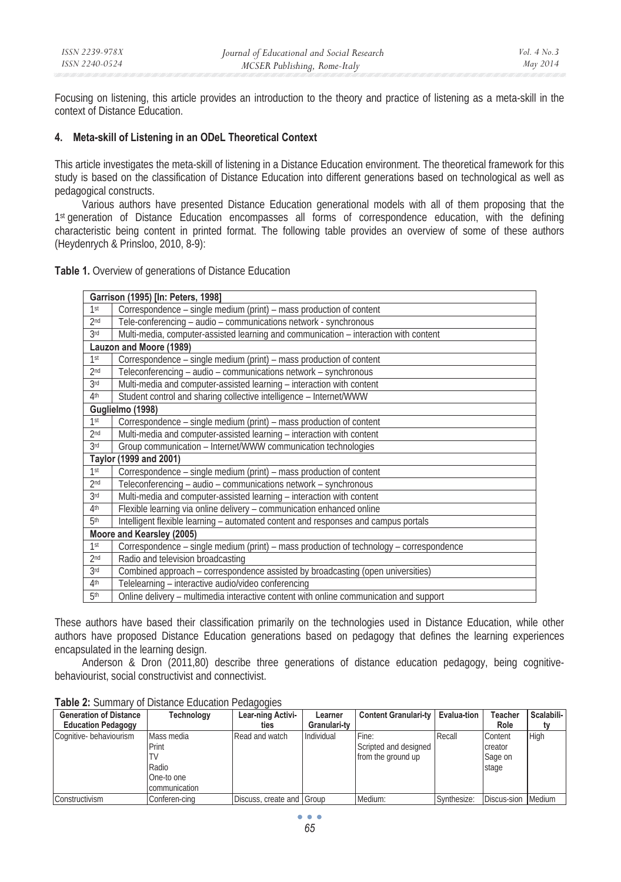Focusing on listening, this article provides an introduction to the theory and practice of listening as a meta-skill in the context of Distance Education.

## 4. Meta-skill of Listening in an ODeL Theoretical Context

This article investigates the meta-skill of listening in a Distance Education environment. The theoretical framework for this study is based on the classification of Distance Education into different generations based on technological as well as pedagogical constructs.

Various authors have presented Distance Education generational models with all of them proposing that the 1st generation of Distance Education encompasses all forms of correspondence education, with the defining characteristic being content in printed format. The following table provides an overview of some of these authors (Heydenrych & Prinsloo, 2010, 8-9):

**Table 1.** Overview of generations of Distance Education

| **Garrison (1995) [In: Peters, 1998]** | |
|---|---|
| 1st | Correspondence – single medium (print) – mass production of content |
| 2nd | Tele-conferencing – audio – communications network - synchronous |
| 3rd | Multi-media, computer-assisted learning and communication – interaction with content |
| **Lauzon and Moore (1989)** | |
| 1st | Correspondence – single medium (print) – mass production of content |
| 2nd | Teleconferencing – audio – communications network – synchronous |
| 3rd | Multi-media and computer-assisted learning – interaction with content |
| 4th | Student control and sharing collective intelligence – Internet/WWW |
| **Guglielmo (1998)** | |
| 1st | Correspondence – single medium (print) – mass production of content |
| 2nd | Multi-media and computer-assisted learning – interaction with content |
| 3rd | Group communication – Internet/WWW communication technologies |
| **Taylor (1999 and 2001)** | |
| 1st | Correspondence – single medium (print) – mass production of content |
| 2nd | Teleconferencing – audio – communications network – synchronous |
| 3rd | Multi-media and computer-assisted learning – interaction with content |
| 4th | Flexible learning via online delivery – communication enhanced online |
| 5th | Intelligent flexible learning – automated content and responses and campus portals |
| **Moore and Kearsley (2005)** | |
| 1st | Correspondence – single medium (print) – mass production of technology – correspondence |
| 2nd | Radio and television broadcasting |
| 3rd | Combined approach – correspondence assisted by broadcasting (open universities) |
| 4th | Telelearning – interactive audio/video conferencing |
| 5th | Online delivery – multimedia interactive content with online communication and support |

These authors have based their classification primarily on the technologies used in Distance Education, while other authors have proposed Distance Education generations based on pedagogy that defines the learning experiences encapsulated in the learning design.

Anderson & Dron (2011,80) describe three generations of distance education pedagogy, being cognitive-behaviourist, social constructivist and connectivist.

**Table 2:** Summary of Distance Education Pedagogies

| Generation of Distance Education Pedagogy | Technology | Lear-ning Activi-ties | Learner Granulari-ty | Content Granulari-ty | Evalua-tion | Teacher Role | Scalabili-ty |
|---|---|---|---|---|---|---|---|
| Cognitive- behaviourism | Mass media Print TV Radio One-to one communication | Read and watch | Individual | Fine: Scripted and designed from the ground up | Recall | Content creator Sage on stage | High |
| Constructivism | Conferen-cing | Discuss, create and | Group | Medium: | Synthesize: | Discus-sion | Medium |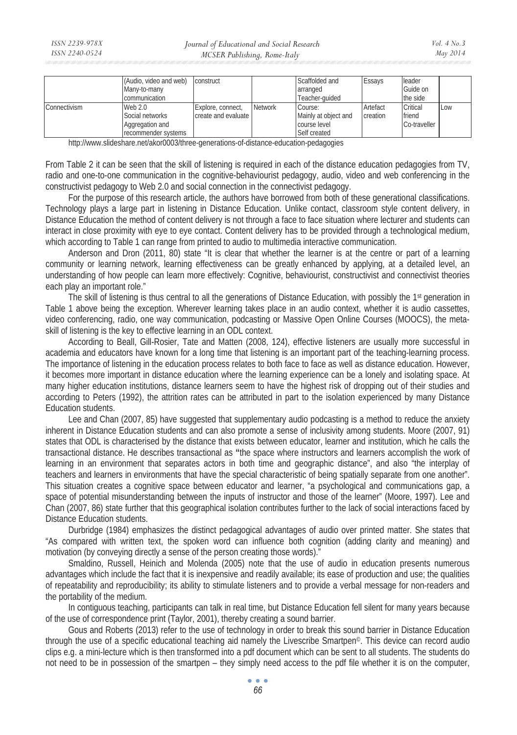| | (Audio, video and web) Many-to-many communication | construct | | Scaffolded and arranged Teacher-guided | Essays | leader Guide on the side | |
|---|---|---|---|---|---|---|---|
| Connectivism | Web 2.0 Social networks Aggregation and recommender systems | Explore, connect, create and evaluate | Network | Course: Mainly at object and course level Self created | Artefact creation | Critical friend Co-traveller | Low |

http://www.slideshare.net/akor0003/three-generations-of-distance-education-pedagogies

From Table 2 it can be seen that the skill of listening is required in each of the distance education pedagogies from TV, radio and one-to-one communication in the cognitive-behaviourist pedagogy, audio, video and web conferencing in the constructivist pedagogy to Web 2.0 and social connection in the connectivist pedagogy.

For the purpose of this research article, the authors have borrowed from both of these generational classifications. Technology plays a large part in listening in Distance Education. Unlike contact, classroom style content delivery, in Distance Education the method of content delivery is not through a face to face situation where lecturer and students can interact in close proximity with eye to eye contact. Content delivery has to be provided through a technological medium, which according to Table 1 can range from printed to audio to multimedia interactive communication.

Anderson and Dron (2011, 80) state "It is clear that whether the learner is at the centre or part of a learning community or learning network, learning effectiveness can be greatly enhanced by applying, at a detailed level, an understanding of how people can learn more effectively: Cognitive, behaviourist, constructivist and connectivist theories each play an important role."

The skill of listening is thus central to all the generations of Distance Education, with possibly the 1st generation in Table 1 above being the exception. Wherever learning takes place in an audio context, whether it is audio cassettes, video conferencing, radio, one way communication, podcasting or Massive Open Online Courses (MOOCS), the meta-skill of listening is the key to effective learning in an ODL context.

According to Beall, Gill-Rosier, Tate and Matten (2008, 124), effective listeners are usually more successful in academia and educators have known for a long time that listening is an important part of the teaching-learning process. The importance of listening in the education process relates to both face to face as well as distance education. However, it becomes more important in distance education where the learning experience can be a lonely and isolating space. At many higher education institutions, distance learners seem to have the highest risk of dropping out of their studies and according to Peters (1992), the attrition rates can be attributed in part to the isolation experienced by many Distance Education students.

Lee and Chan (2007, 85) have suggested that supplementary audio podcasting is a method to reduce the anxiety inherent in Distance Education students and can also promote a sense of inclusivity among students. Moore (2007, 91) states that ODL is characterised by the distance that exists between educator, learner and institution, which he calls the transactional distance. He describes transactional as **"**the space where instructors and learners accomplish the work of learning in an environment that separates actors in both time and geographic distance", and also "the interplay of teachers and learners in environments that have the special characteristic of being spatially separate from one another". This situation creates a cognitive space between educator and learner, "a psychological and communications gap, a space of potential misunderstanding between the inputs of instructor and those of the learner" (Moore, 1997). Lee and Chan (2007, 86) state further that this geographical isolation contributes further to the lack of social interactions faced by Distance Education students.

Durbridge (1984) emphasizes the distinct pedagogical advantages of audio over printed matter. She states that "As compared with written text, the spoken word can influence both cognition (adding clarity and meaning) and motivation (by conveying directly a sense of the person creating those words)."

Smaldino, Russell, Heinich and Molenda (2005) note that the use of audio in education presents numerous advantages which include the fact that it is inexpensive and readily available; its ease of production and use; the qualities of repeatability and reproducibility; its ability to stimulate listeners and to provide a verbal message for non-readers and the portability of the medium.

In contiguous teaching, participants can talk in real time, but Distance Education fell silent for many years because of the use of correspondence print (Taylor, 2001), thereby creating a sound barrier.

Gous and Roberts (2013) refer to the use of technology in order to break this sound barrier in Distance Education through the use of a specific educational teaching aid namely the Livescribe Smartpen©. This device can record audio clips e.g. a mini-lecture which is then transformed into a pdf document which can be sent to all students. The students do not need to be in possession of the smartpen – they simply need access to the pdf file whether it is on the computer,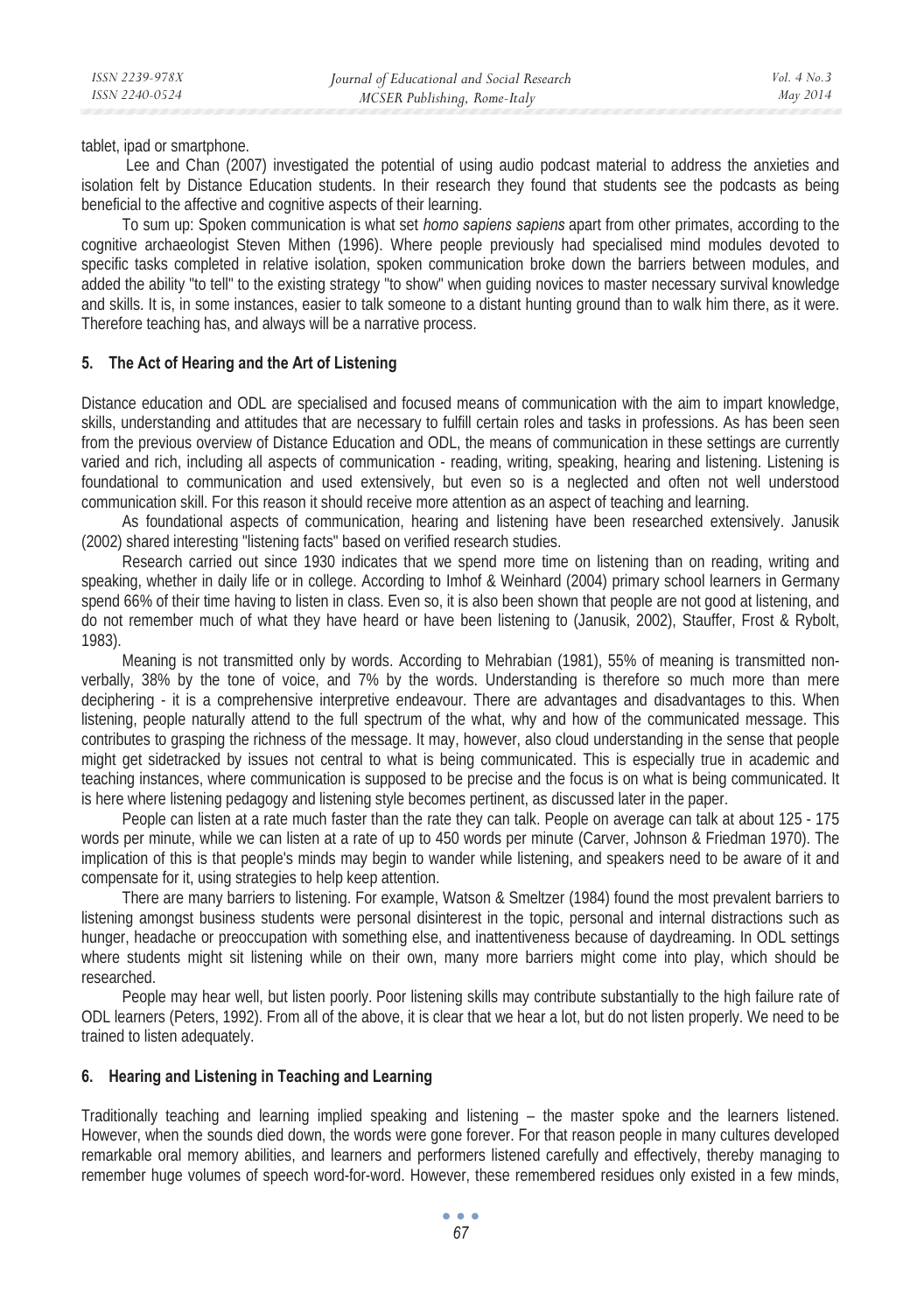tablet, ipad or smartphone.

Lee and Chan (2007) investigated the potential of using audio podcast material to address the anxieties and isolation felt by Distance Education students. In their research they found that students see the podcasts as being beneficial to the affective and cognitive aspects of their learning.

To sum up: Spoken communication is what set *homo sapiens sapiens* apart from other primates, according to the cognitive archaeologist Steven Mithen (1996). Where people previously had specialised mind modules devoted to specific tasks completed in relative isolation, spoken communication broke down the barriers between modules, and added the ability "to tell" to the existing strategy "to show" when guiding novices to master necessary survival knowledge and skills. It is, in some instances, easier to talk someone to a distant hunting ground than to walk him there, as it were. Therefore teaching has, and always will be a narrative process.

## 5. The Act of Hearing and the Art of Listening

Distance education and ODL are specialised and focused means of communication with the aim to impart knowledge, skills, understanding and attitudes that are necessary to fulfill certain roles and tasks in professions. As has been seen from the previous overview of Distance Education and ODL, the means of communication in these settings are currently varied and rich, including all aspects of communication - reading, writing, speaking, hearing and listening. Listening is foundational to communication and used extensively, but even so is a neglected and often not well understood communication skill. For this reason it should receive more attention as an aspect of teaching and learning.

As foundational aspects of communication, hearing and listening have been researched extensively. Janusik (2002) shared interesting "listening facts" based on verified research studies.

Research carried out since 1930 indicates that we spend more time on listening than on reading, writing and speaking, whether in daily life or in college. According to Imhof & Weinhard (2004) primary school learners in Germany spend 66% of their time having to listen in class. Even so, it is also been shown that people are not good at listening, and do not remember much of what they have heard or have been listening to (Janusik, 2002), Stauffer, Frost & Rybolt, 1983).

Meaning is not transmitted only by words. According to Mehrabian (1981), 55% of meaning is transmitted non-verbally, 38% by the tone of voice, and 7% by the words. Understanding is therefore so much more than mere deciphering - it is a comprehensive interpretive endeavour. There are advantages and disadvantages to this. When listening, people naturally attend to the full spectrum of the what, why and how of the communicated message. This contributes to grasping the richness of the message. It may, however, also cloud understanding in the sense that people might get sidetracked by issues not central to what is being communicated. This is especially true in academic and teaching instances, where communication is supposed to be precise and the focus is on what is being communicated. It is here where listening pedagogy and listening style becomes pertinent, as discussed later in the paper.

People can listen at a rate much faster than the rate they can talk. People on average can talk at about 125 - 175 words per minute, while we can listen at a rate of up to 450 words per minute (Carver, Johnson & Friedman 1970). The implication of this is that people's minds may begin to wander while listening, and speakers need to be aware of it and compensate for it, using strategies to help keep attention.

There are many barriers to listening. For example, Watson & Smeltzer (1984) found the most prevalent barriers to listening amongst business students were personal disinterest in the topic, personal and internal distractions such as hunger, headache or preoccupation with something else, and inattentiveness because of daydreaming. In ODL settings where students might sit listening while on their own, many more barriers might come into play, which should be researched.

People may hear well, but listen poorly. Poor listening skills may contribute substantially to the high failure rate of ODL learners (Peters, 1992). From all of the above, it is clear that we hear a lot, but do not listen properly. We need to be trained to listen adequately.

## 6. Hearing and Listening in Teaching and Learning

Traditionally teaching and learning implied speaking and listening – the master spoke and the learners listened. However, when the sounds died down, the words were gone forever. For that reason people in many cultures developed remarkable oral memory abilities, and learners and performers listened carefully and effectively, thereby managing to remember huge volumes of speech word-for-word. However, these remembered residues only existed in a few minds,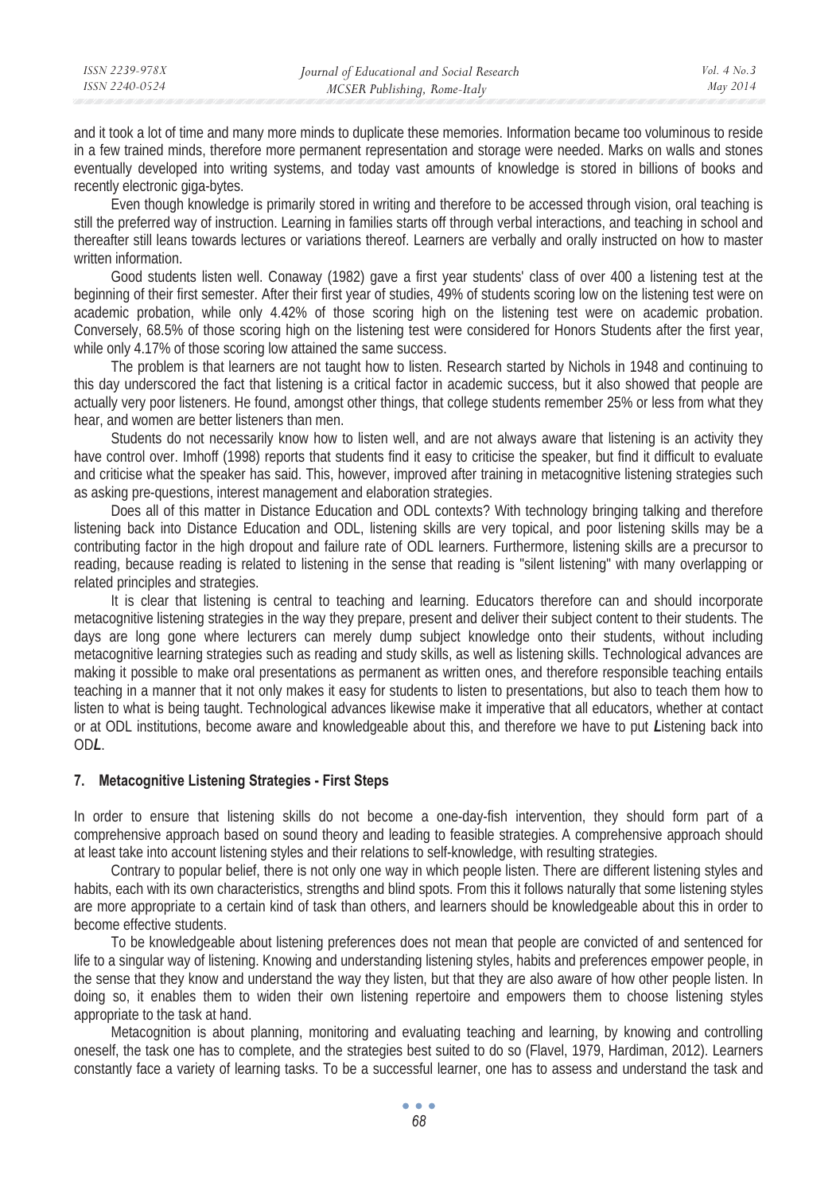and it took a lot of time and many more minds to duplicate these memories. Information became too voluminous to reside in a few trained minds, therefore more permanent representation and storage were needed. Marks on walls and stones eventually developed into writing systems, and today vast amounts of knowledge is stored in billions of books and recently electronic giga-bytes.

Even though knowledge is primarily stored in writing and therefore to be accessed through vision, oral teaching is still the preferred way of instruction. Learning in families starts off through verbal interactions, and teaching in school and thereafter still leans towards lectures or variations thereof. Learners are verbally and orally instructed on how to master written information.

Good students listen well. Conaway (1982) gave a first year students' class of over 400 a listening test at the beginning of their first semester. After their first year of studies, 49% of students scoring low on the listening test were on academic probation, while only 4.42% of those scoring high on the listening test were on academic probation. Conversely, 68.5% of those scoring high on the listening test were considered for Honors Students after the first year, while only 4.17% of those scoring low attained the same success.

The problem is that learners are not taught how to listen. Research started by Nichols in 1948 and continuing to this day underscored the fact that listening is a critical factor in academic success, but it also showed that people are actually very poor listeners. He found, amongst other things, that college students remember 25% or less from what they hear, and women are better listeners than men.

Students do not necessarily know how to listen well, and are not always aware that listening is an activity they have control over. Imhoff (1998) reports that students find it easy to criticise the speaker, but find it difficult to evaluate and criticise what the speaker has said. This, however, improved after training in metacognitive listening strategies such as asking pre-questions, interest management and elaboration strategies.

Does all of this matter in Distance Education and ODL contexts? With technology bringing talking and therefore listening back into Distance Education and ODL, listening skills are very topical, and poor listening skills may be a contributing factor in the high dropout and failure rate of ODL learners. Furthermore, listening skills are a precursor to reading, because reading is related to listening in the sense that reading is "silent listening" with many overlapping or related principles and strategies.

It is clear that listening is central to teaching and learning. Educators therefore can and should incorporate metacognitive listening strategies in the way they prepare, present and deliver their subject content to their students. The days are long gone where lecturers can merely dump subject knowledge onto their students, without including metacognitive learning strategies such as reading and study skills, as well as listening skills. Technological advances are making it possible to make oral presentations as permanent as written ones, and therefore responsible teaching entails teaching in a manner that it not only makes it easy for students to listen to presentations, but also to teach them how to listen to what is being taught. Technological advances likewise make it imperative that all educators, whether at contact or at ODL institutions, become aware and knowledgeable about this, and therefore we have to put ***L***istening back into OD***L***.

## 7. Metacognitive Listening Strategies - First Steps

In order to ensure that listening skills do not become a one-day-fish intervention, they should form part of a comprehensive approach based on sound theory and leading to feasible strategies. A comprehensive approach should at least take into account listening styles and their relations to self-knowledge, with resulting strategies.

Contrary to popular belief, there is not only one way in which people listen. There are different listening styles and habits, each with its own characteristics, strengths and blind spots. From this it follows naturally that some listening styles are more appropriate to a certain kind of task than others, and learners should be knowledgeable about this in order to become effective students.

To be knowledgeable about listening preferences does not mean that people are convicted of and sentenced for life to a singular way of listening. Knowing and understanding listening styles, habits and preferences empower people, in the sense that they know and understand the way they listen, but that they are also aware of how other people listen. In doing so, it enables them to widen their own listening repertoire and empowers them to choose listening styles appropriate to the task at hand.

Metacognition is about planning, monitoring and evaluating teaching and learning, by knowing and controlling oneself, the task one has to complete, and the strategies best suited to do so (Flavel, 1979, Hardiman, 2012). Learners constantly face a variety of learning tasks. To be a successful learner, one has to assess and understand the task and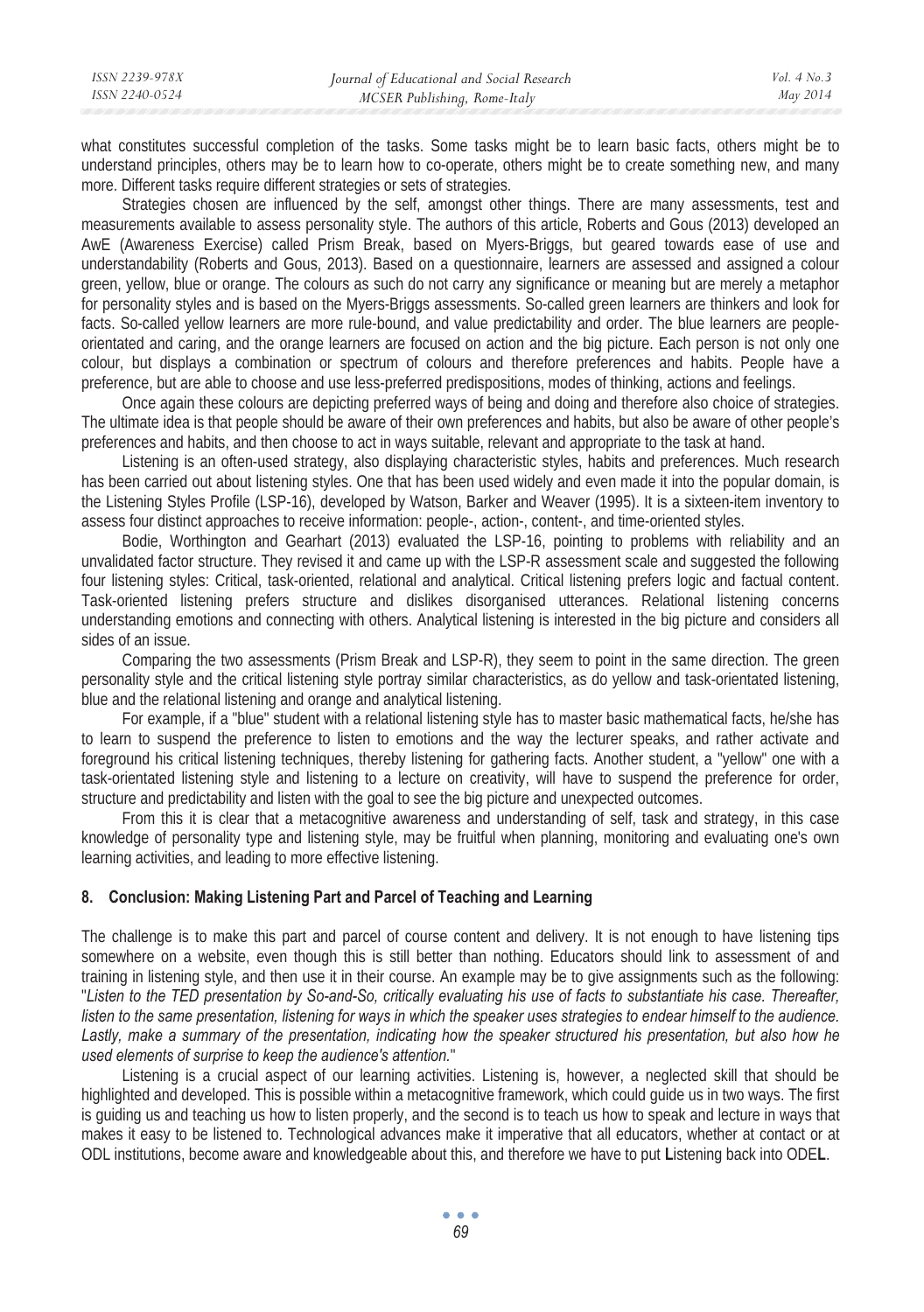what constitutes successful completion of the tasks. Some tasks might be to learn basic facts, others might be to understand principles, others may be to learn how to co-operate, others might be to create something new, and many more. Different tasks require different strategies or sets of strategies.

Strategies chosen are influenced by the self, amongst other things. There are many assessments, test and measurements available to assess personality style. The authors of this article, Roberts and Gous (2013) developed an AwE (Awareness Exercise) called Prism Break, based on Myers-Briggs, but geared towards ease of use and understandability (Roberts and Gous, 2013). Based on a questionnaire, learners are assessed and assigned a colour green, yellow, blue or orange. The colours as such do not carry any significance or meaning but are merely a metaphor for personality styles and is based on the Myers-Briggs assessments. So-called green learners are thinkers and look for facts. So-called yellow learners are more rule-bound, and value predictability and order. The blue learners are people-orientated and caring, and the orange learners are focused on action and the big picture. Each person is not only one colour, but displays a combination or spectrum of colours and therefore preferences and habits. People have a preference, but are able to choose and use less-preferred predispositions, modes of thinking, actions and feelings.

Once again these colours are depicting preferred ways of being and doing and therefore also choice of strategies. The ultimate idea is that people should be aware of their own preferences and habits, but also be aware of other people's preferences and habits, and then choose to act in ways suitable, relevant and appropriate to the task at hand.

Listening is an often-used strategy, also displaying characteristic styles, habits and preferences. Much research has been carried out about listening styles. One that has been used widely and even made it into the popular domain, is the Listening Styles Profile (LSP-16), developed by Watson, Barker and Weaver (1995). It is a sixteen-item inventory to assess four distinct approaches to receive information: people-, action-, content-, and time-oriented styles.

Bodie, Worthington and Gearhart (2013) evaluated the LSP-16, pointing to problems with reliability and an unvalidated factor structure. They revised it and came up with the LSP-R assessment scale and suggested the following four listening styles: Critical, task-oriented, relational and analytical. Critical listening prefers logic and factual content. Task-oriented listening prefers structure and dislikes disorganised utterances. Relational listening concerns understanding emotions and connecting with others. Analytical listening is interested in the big picture and considers all sides of an issue.

Comparing the two assessments (Prism Break and LSP-R), they seem to point in the same direction. The green personality style and the critical listening style portray similar characteristics, as do yellow and task-orientated listening, blue and the relational listening and orange and analytical listening.

For example, if a "blue" student with a relational listening style has to master basic mathematical facts, he/she has to learn to suspend the preference to listen to emotions and the way the lecturer speaks, and rather activate and foreground his critical listening techniques, thereby listening for gathering facts. Another student, a "yellow" one with a task-orientated listening style and listening to a lecture on creativity, will have to suspend the preference for order, structure and predictability and listen with the goal to see the big picture and unexpected outcomes.

From this it is clear that a metacognitive awareness and understanding of self, task and strategy, in this case knowledge of personality type and listening style, may be fruitful when planning, monitoring and evaluating one's own learning activities, and leading to more effective listening.

## 8. Conclusion: Making Listening Part and Parcel of Teaching and Learning

The challenge is to make this part and parcel of course content and delivery. It is not enough to have listening tips somewhere on a website, even though this is still better than nothing. Educators should link to assessment of and training in listening style, and then use it in their course. An example may be to give assignments such as the following: "*Listen to the TED presentation by So-and-So, critically evaluating his use of facts to substantiate his case. Thereafter, listen to the same presentation, listening for ways in which the speaker uses strategies to endear himself to the audience. Lastly, make a summary of the presentation, indicating how the speaker structured his presentation, but also how he used elements of surprise to keep the audience's attention.*"

Listening is a crucial aspect of our learning activities. Listening is, however, a neglected skill that should be highlighted and developed. This is possible within a metacognitive framework, which could guide us in two ways. The first is guiding us and teaching us how to listen properly, and the second is to teach us how to speak and lecture in ways that makes it easy to be listened to. Technological advances make it imperative that all educators, whether at contact or at ODL institutions, become aware and knowledgeable about this, and therefore we have to put **L**istening back into ODE**L**.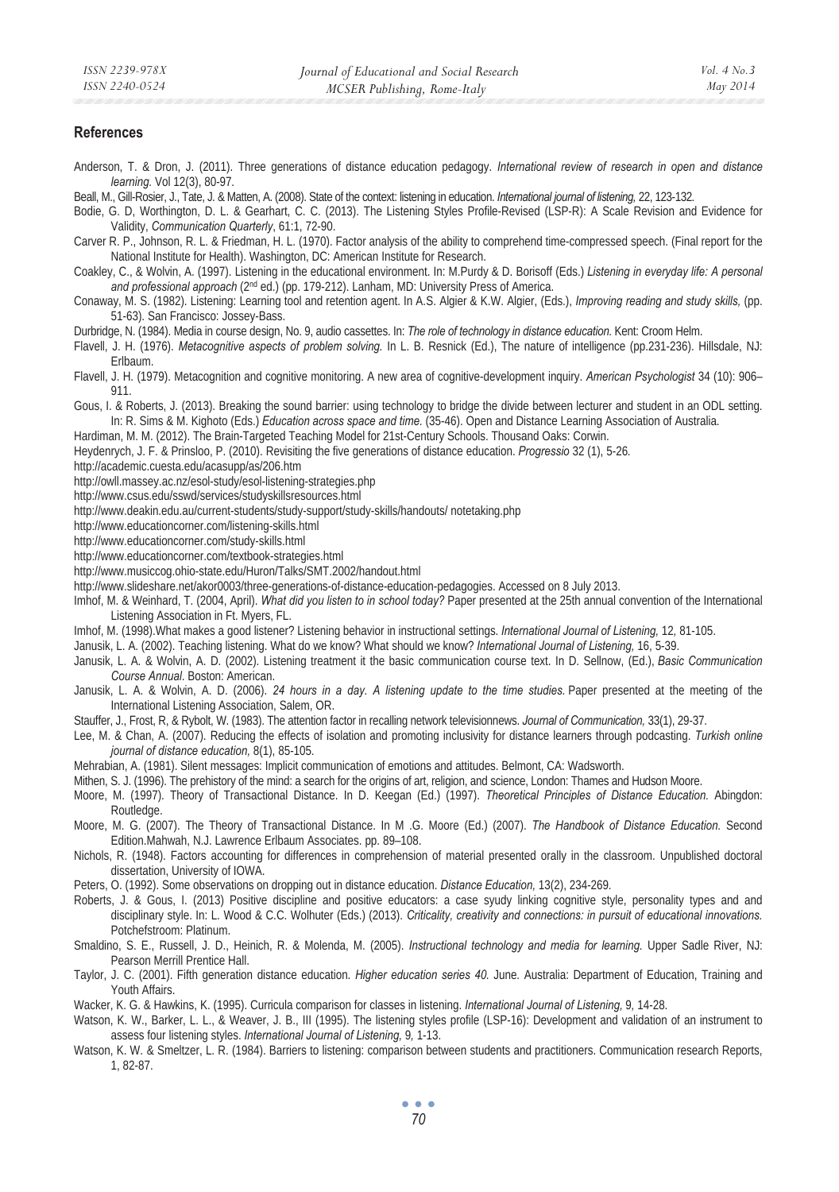## References

Anderson, T. & Dron, J. (2011). Three generations of distance education pedagogy. *International review of research in open and distance learning.* Vol 12(3), 80-97.

Beall, M., Gill-Rosier, J., Tate, J. & Matten, A. (2008). State of the context: listening in education. *International journal of listening,* 22, 123-132.

Bodie, G. D, Worthington, D. L. & Gearhart, C. C. (2013). The Listening Styles Profile-Revised (LSP-R): A Scale Revision and Evidence for Validity, *Communication Quarterly*, 61:1, 72-90.

Carver R. P., Johnson, R. L. & Friedman, H. L. (1970). Factor analysis of the ability to comprehend time-compressed speech. (Final report for the National Institute for Health). Washington, DC: American Institute for Research.

Coakley, C., & Wolvin, A. (1997). Listening in the educational environment. In: M.Purdy & D. Borisoff (Eds.) *Listening in everyday life: A personal and professional approach* (2nd ed.) (pp. 179-212). Lanham, MD: University Press of America.

Conaway, M. S. (1982). Listening: Learning tool and retention agent. In A.S. Algier & K.W. Algier, (Eds.), *Improving reading and study skills,* (pp. 51-63). San Francisco: Jossey-Bass.

Durbridge, N. (1984). Media in course design, No. 9, audio cassettes. In: *The role of technology in distance education.* Kent: Croom Helm.

Flavell, J. H. (1976). *Metacognitive aspects of problem solving.* In L. B. Resnick (Ed.), The nature of intelligence (pp.231-236). Hillsdale, NJ: Erlbaum.

Flavell, J. H. (1979). Metacognition and cognitive monitoring. A new area of cognitive-development inquiry. *American Psychologist* 34 (10): 906–911.

Gous, I. & Roberts, J. (2013). Breaking the sound barrier: using technology to bridge the divide between lecturer and student in an ODL setting. In: R. Sims & M. Kighoto (Eds.) *Education across space and time.* (35-46). Open and Distance Learning Association of Australia.

Hardiman, M. M. (2012). The Brain-Targeted Teaching Model for 21st-Century Schools. Thousand Oaks: Corwin.

Heydenrych, J. F. & Prinsloo, P. (2010). Revisiting the five generations of distance education. *Progressio* 32 (1), 5-26.

http://academic.cuesta.edu/acasupp/as/206.htm

http://owll.massey.ac.nz/esol-study/esol-listening-strategies.php

http://www.csus.edu/sswd/services/studyskillsresources.html

http://www.deakin.edu.au/current-students/study-support/study-skills/handouts/ notetaking.php

http://www.educationcorner.com/listening-skills.html

http://www.educationcorner.com/study-skills.html

http://www.educationcorner.com/textbook-strategies.html

http://www.musiccog.ohio-state.edu/Huron/Talks/SMT.2002/handout.html

http://www.slideshare.net/akor0003/three-generations-of-distance-education-pedagogies. Accessed on 8 July 2013.

Imhof, M. & Weinhard, T. (2004, April). *What did you listen to in school today?* Paper presented at the 25th annual convention of the International Listening Association in Ft. Myers, FL.

Imhof, M. (1998).What makes a good listener? Listening behavior in instructional settings. *International Journal of Listening,* 12, 81-105.

Janusik, L. A. (2002). Teaching listening. What do we know? What should we know? *International Journal of Listening,* 16, 5-39.

Janusik, L. A. & Wolvin, A. D. (2002). Listening treatment it the basic communication course text. In D. Sellnow, (Ed.), *Basic Communication Course Annual.* Boston: American.

Janusik, L. A. & Wolvin, A. D. (2006). *24 hours in a day. A listening update to the time studies.* Paper presented at the meeting of the International Listening Association, Salem, OR.

Stauffer, J., Frost, R, & Rybolt, W. (1983). The attention factor in recalling network televisionnews. *Journal of Communication,* 33(1), 29-37.

Lee, M. & Chan, A. (2007). Reducing the effects of isolation and promoting inclusivity for distance learners through podcasting. *Turkish online journal of distance education,* 8(1), 85-105.

Mehrabian, A. (1981). Silent messages: Implicit communication of emotions and attitudes. Belmont, CA: Wadsworth.

Mithen, S. J. (1996). The prehistory of the mind: a search for the origins of art, religion, and science, London: Thames and Hudson Moore.

Moore, M. (1997). Theory of Transactional Distance. In D. Keegan (Ed.) (1997). *Theoretical Principles of Distance Education.* Abingdon: Routledge.

Moore, M. G. (2007). The Theory of Transactional Distance. In M .G. Moore (Ed.) (2007). *The Handbook of Distance Education.* Second Edition.Mahwah, N.J. Lawrence Erlbaum Associates. pp. 89–108.

Nichols, R. (1948). Factors accounting for differences in comprehension of material presented orally in the classroom. Unpublished doctoral dissertation, University of IOWA.

Peters, O. (1992). Some observations on dropping out in distance education. *Distance Education,* 13(2), 234-269.

Roberts, J. & Gous, I. (2013) Positive discipline and positive educators: a case syudy linking cognitive style, personality types and and disciplinary style. In: L. Wood & C.C. Wolhuter (Eds.) (2013). *Criticality, creativity and connections: in pursuit of educational innovations.* Potchefstroom: Platinum.

Smaldino, S. E., Russell, J. D., Heinich, R. & Molenda, M. (2005). *Instructional technology and media for learning.* Upper Sadle River, NJ: Pearson Merrill Prentice Hall.

Taylor, J. C. (2001). Fifth generation distance education. *Higher education series 40.* June. Australia: Department of Education, Training and Youth Affairs.

Wacker, K. G. & Hawkins, K. (1995). Curricula comparison for classes in listening. *International Journal of Listening,* 9, 14-28.

Watson, K. W., Barker, L. L., & Weaver, J. B., III (1995). The listening styles profile (LSP-16): Development and validation of an instrument to assess four listening styles. *International Journal of Listening,* 9, 1-13.

Watson, K. W. & Smeltzer, L. R. (1984). Barriers to listening: comparison between students and practitioners. Communication research Reports, 1, 82-87.